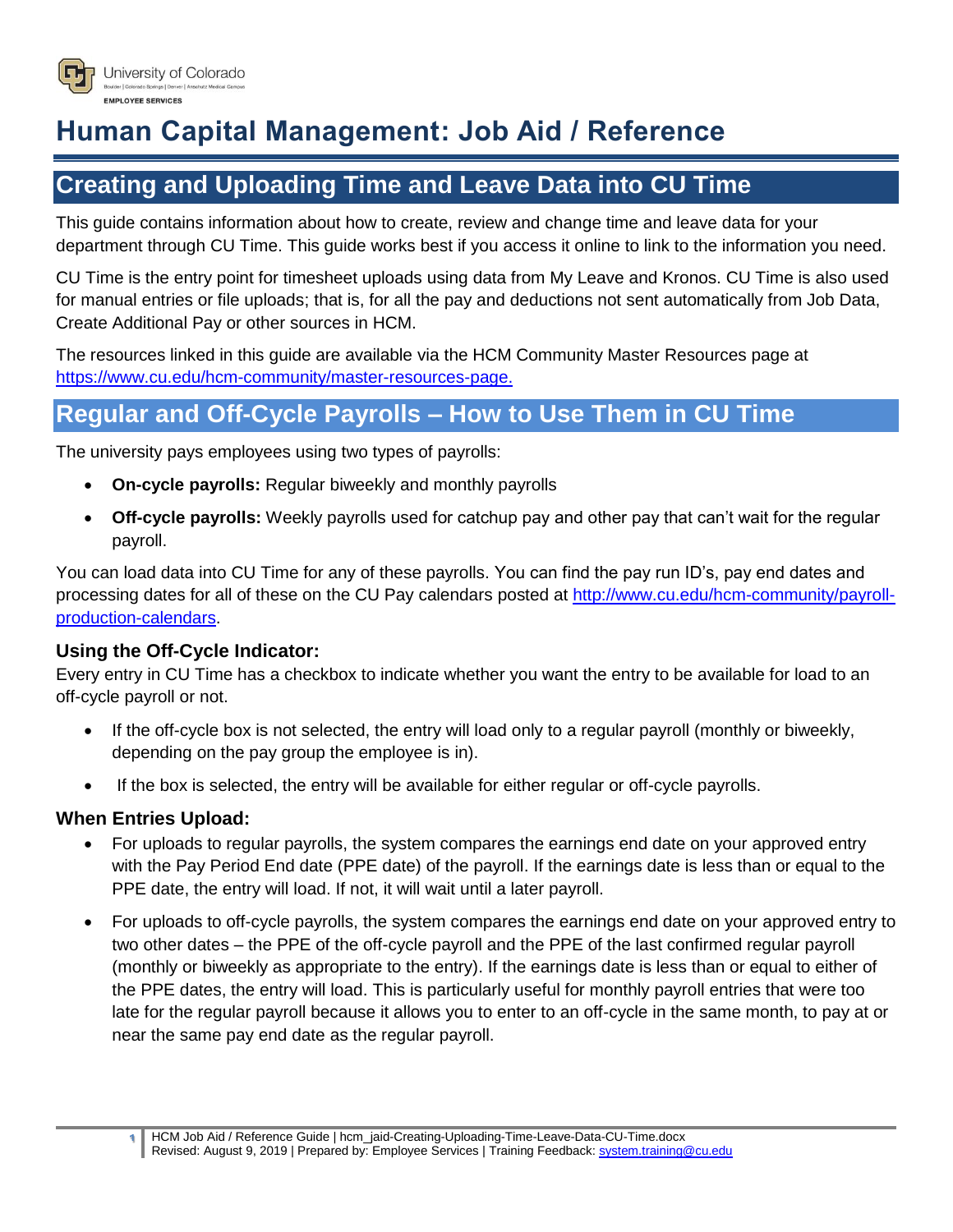# Human Capital Management: Job Aid / Reference

## Creating and Uploading Time and Leave Data into CU Time

This guide contains information about how to create, review and change time and leave data for your department through CU Time. This guide works best if you access it online to link to the information you need.

CU Time is the entry point for timesheet uploads using data from My Leave and Kronos. CU Time is also used for manual entries or file uploads; that is, for all the pay and deductions not sent automatically from Job Data, Create Additional Pay or other sources in HCM.

The resources linked in this guide are available via the HCM Community Master Resources page at https://www.cu.edu/hcm-community/master-resources-page.

## Regular and Off-Cycle Payrolls – How to Use Them in CU Time

The university pays employees using two types of payrolls:

- **On-cycle payrolls:** Regular biweekly and monthly payrolls
- **Off-cycle payrolls:** Weekly payrolls used for catchup pay and other pay that can't wait for the regular payroll.

You can load data into CU Time for any of these payrolls. You can find the pay run ID's, pay end dates and processing dates for all of these on the CU Pay calendars posted at http://www.cu.edu/hcm-community/payroll-production-calendars.

### Using the Off-Cycle Indicator:

Every entry in CU Time has a checkbox to indicate whether you want the entry to be available for load to an off-cycle payroll or not.

- If the off-cycle box is not selected, the entry will load only to a regular payroll (monthly or biweekly, depending on the pay group the employee is in).
- If the box is selected, the entry will be available for either regular or off-cycle payrolls.

### When Entries Upload:

- For uploads to regular payrolls, the system compares the earnings end date on your approved entry with the Pay Period End date (PPE date) of the payroll. If the earnings date is less than or equal to the PPE date, the entry will load. If not, it will wait until a later payroll.
- For uploads to off-cycle payrolls, the system compares the earnings end date on your approved entry to two other dates – the PPE of the off-cycle payroll and the PPE of the last confirmed regular payroll (monthly or biweekly as appropriate to the entry). If the earnings date is less than or equal to either of the PPE dates, the entry will load. This is particularly useful for monthly payroll entries that were too late for the regular payroll because it allows you to enter to an off-cycle in the same month, to pay at or near the same pay end date as the regular payroll.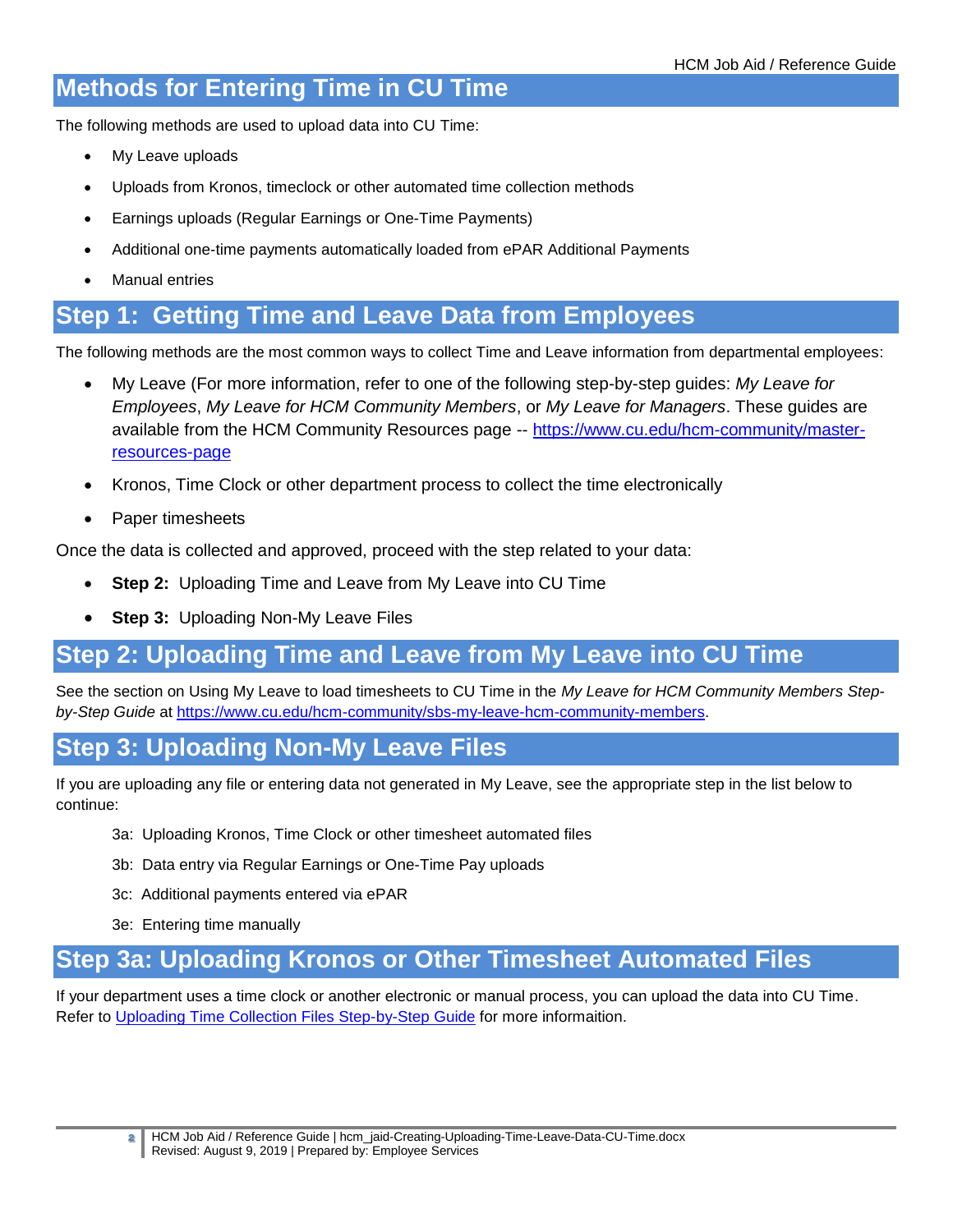# Methods for Entering Time in CU Time

The following methods are used to upload data into CU Time:

- My Leave uploads
- Uploads from Kronos, timeclock or other automated time collection methods
- Earnings uploads (Regular Earnings or One-Time Payments)
- Additional one-time payments automatically loaded from ePAR Additional Payments
- Manual entries

# Step 1: Getting Time and Leave Data from Employees

The following methods are the most common ways to collect Time and Leave information from departmental employees:

- My Leave (For more information, refer to one of the following step-by-step guides: *My Leave for Employees*, *My Leave for HCM Community Members*, or *My Leave for Managers*. These guides are available from the HCM Community Resources page -- [https://www.cu.edu/hcm-community/master-resources-page](https://www.cu.edu/hcm-community/master-resources-page)
- Kronos, Time Clock or other department process to collect the time electronically
- Paper timesheets

Once the data is collected and approved, proceed with the step related to your data:

- **Step 2:** Uploading Time and Leave from My Leave into CU Time
- **Step 3:** Uploading Non-My Leave Files

# Step 2: Uploading Time and Leave from My Leave into CU Time

See the section on Using My Leave to load timesheets to CU Time in the *My Leave for HCM Community Members Step-by-Step Guide* at [https://www.cu.edu/hcm-community/sbs-my-leave-hcm-community-members](https://www.cu.edu/hcm-community/sbs-my-leave-hcm-community-members).

# Step 3: Uploading Non-My Leave Files

If you are uploading any file or entering data not generated in My Leave, see the appropriate step in the list below to continue:

3a: Uploading Kronos, Time Clock or other timesheet automated files

3b: Data entry via Regular Earnings or One-Time Pay uploads

3c: Additional payments entered via ePAR

3e: Entering time manually

# Step 3a: Uploading Kronos or Other Timesheet Automated Files

If your department uses a time clock or another electronic or manual process, you can upload the data into CU Time. Refer to Uploading Time Collection Files Step-by-Step Guide for more informaition.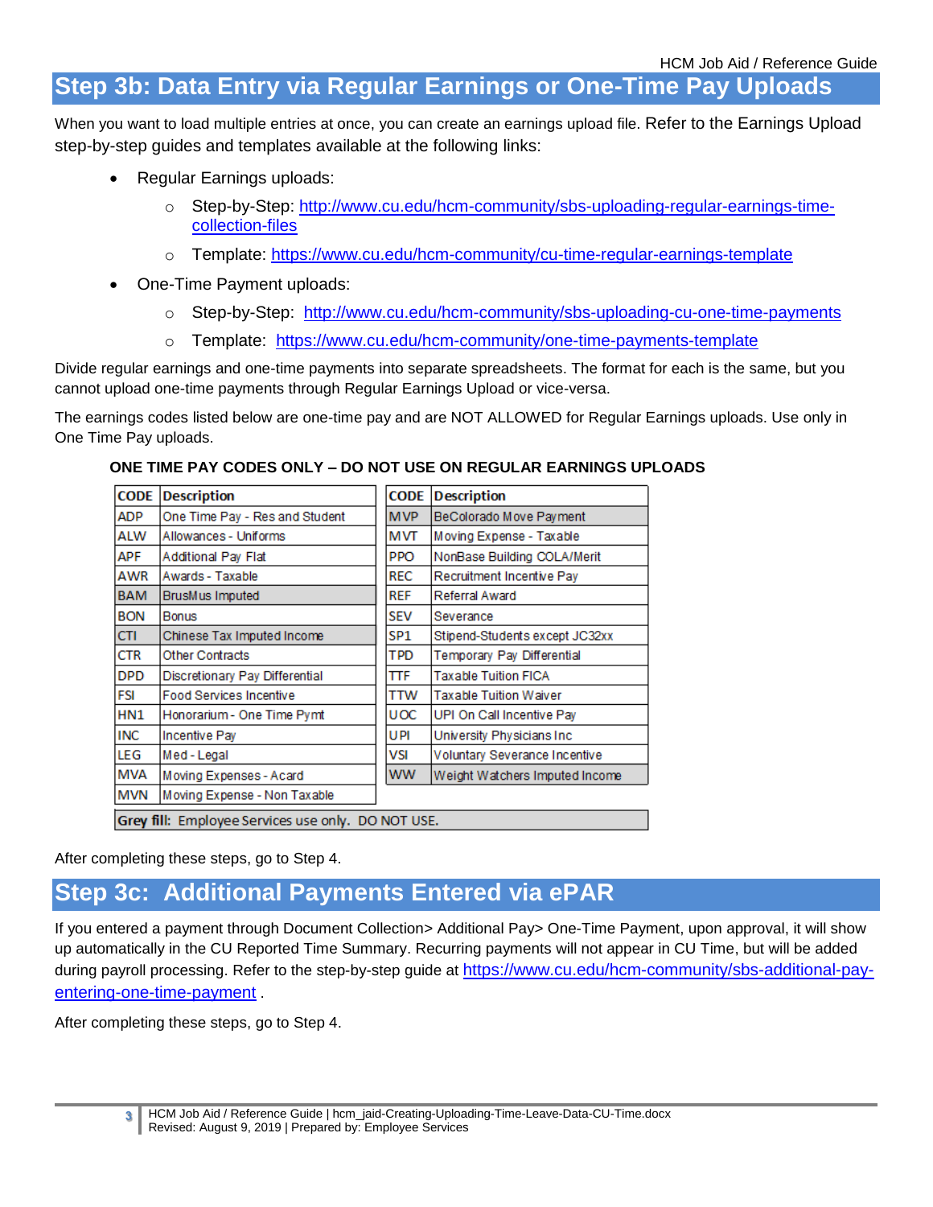## Step 3b: Data Entry via Regular Earnings or One-Time Pay Uploads

When you want to load multiple entries at once, you can create an earnings upload file. Refer to the Earnings Upload step-by-step guides and templates available at the following links:

- Regular Earnings uploads:
  - Step-by-Step: [http://www.cu.edu/hcm-community/sbs-uploading-regular-earnings-time-collection-files](http://www.cu.edu/hcm-community/sbs-uploading-regular-earnings-time-collection-files)
  - Template: [https://www.cu.edu/hcm-community/cu-time-regular-earnings-template](https://www.cu.edu/hcm-community/cu-time-regular-earnings-template)
- One-Time Payment uploads:
  - Step-by-Step: [http://www.cu.edu/hcm-community/sbs-uploading-cu-one-time-payments](http://www.cu.edu/hcm-community/sbs-uploading-cu-one-time-payments)
  - Template: [https://www.cu.edu/hcm-community/one-time-payments-template](https://www.cu.edu/hcm-community/one-time-payments-template)

Divide regular earnings and one-time payments into separate spreadsheets. The format for each is the same, but you cannot upload one-time payments through Regular Earnings Upload or vice-versa.

The earnings codes listed below are one-time pay and are NOT ALLOWED for Regular Earnings uploads. Use only in One Time Pay uploads.

**ONE TIME PAY CODES ONLY – DO NOT USE ON REGULAR EARNINGS UPLOADS**

| CODE | Description | CODE | Description |
|---|---|---|---|
| ADP | One Time Pay - Res and Student | MVP | BeColorado Move Payment |
| ALW | Allowances - Uniforms | MVT | Moving Expense - Taxable |
| APF | Additional Pay Flat | PPO | NonBase Building COLA/Merit |
| AWR | Awards - Taxable | REC | Recruitment Incentive Pay |
| BAM | BrusMus Imputed | REF | Referral Award |
| BON | Bonus | SEV | Severance |
| CTI | Chinese Tax Imputed Income | SP1 | Stipend-Students except JC32xx |
| CTR | Other Contracts | TPD | Temporary Pay Differential |
| DPD | Discretionary Pay Differential | TTF | Taxable Tuition FICA |
| FSI | Food Services Incentive | TTW | Taxable Tuition Waiver |
| HN1 | Honorarium - One Time Pymt | UOC | UPI On Call Incentive Pay |
| INC | Incentive Pay | UPI | University Physicians Inc |
| LEG | Med - Legal | VSI | Voluntary Severance Incentive |
| MVA | Moving Expenses - Acard | WW | Weight Watchers Imputed Income |
| MVN | Moving Expense - Non Taxable | | |

**Grey fill:** Employee Services use only. DO NOT USE.

After completing these steps, go to Step 4.

## Step 3c: Additional Payments Entered via ePAR

If you entered a payment through Document Collection> Additional Pay> One-Time Payment, upon approval, it will show up automatically in the CU Reported Time Summary. Recurring payments will not appear in CU Time, but will be added during payroll processing. Refer to the step-by-step guide at [https://www.cu.edu/hcm-community/sbs-additional-pay-entering-one-time-payment](https://www.cu.edu/hcm-community/sbs-additional-pay-entering-one-time-payment) .

After completing these steps, go to Step 4.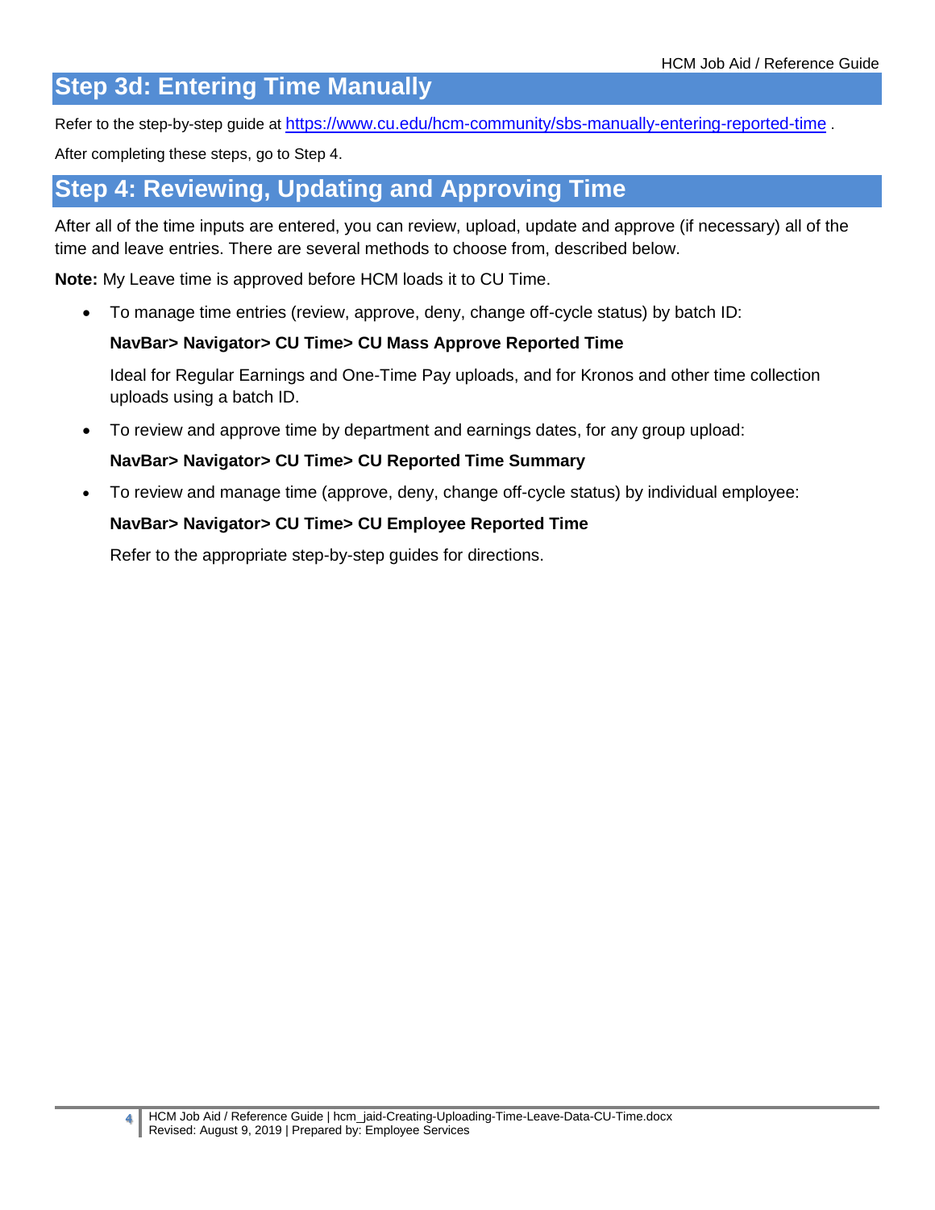## Step 3d: Entering Time Manually

Refer to the step-by-step guide at [https://www.cu.edu/hcm-community/sbs-manually-entering-reported-time](https://www.cu.edu/hcm-community/sbs-manually-entering-reported-time) .

After completing these steps, go to Step 4.

## Step 4: Reviewing, Updating and Approving Time

After all of the time inputs are entered, you can review, upload, update and approve (if necessary) all of the time and leave entries. There are several methods to choose from, described below.

**Note:** My Leave time is approved before HCM loads it to CU Time.

- To manage time entries (review, approve, deny, change off-cycle status) by batch ID:

  **NavBar> Navigator> CU Time> CU Mass Approve Reported Time**

  Ideal for Regular Earnings and One-Time Pay uploads, and for Kronos and other time collection uploads using a batch ID.

- To review and approve time by department and earnings dates, for any group upload:

  **NavBar> Navigator> CU Time> CU Reported Time Summary**

- To review and manage time (approve, deny, change off-cycle status) by individual employee:

  **NavBar> Navigator> CU Time> CU Employee Reported Time**

  Refer to the appropriate step-by-step guides for directions.